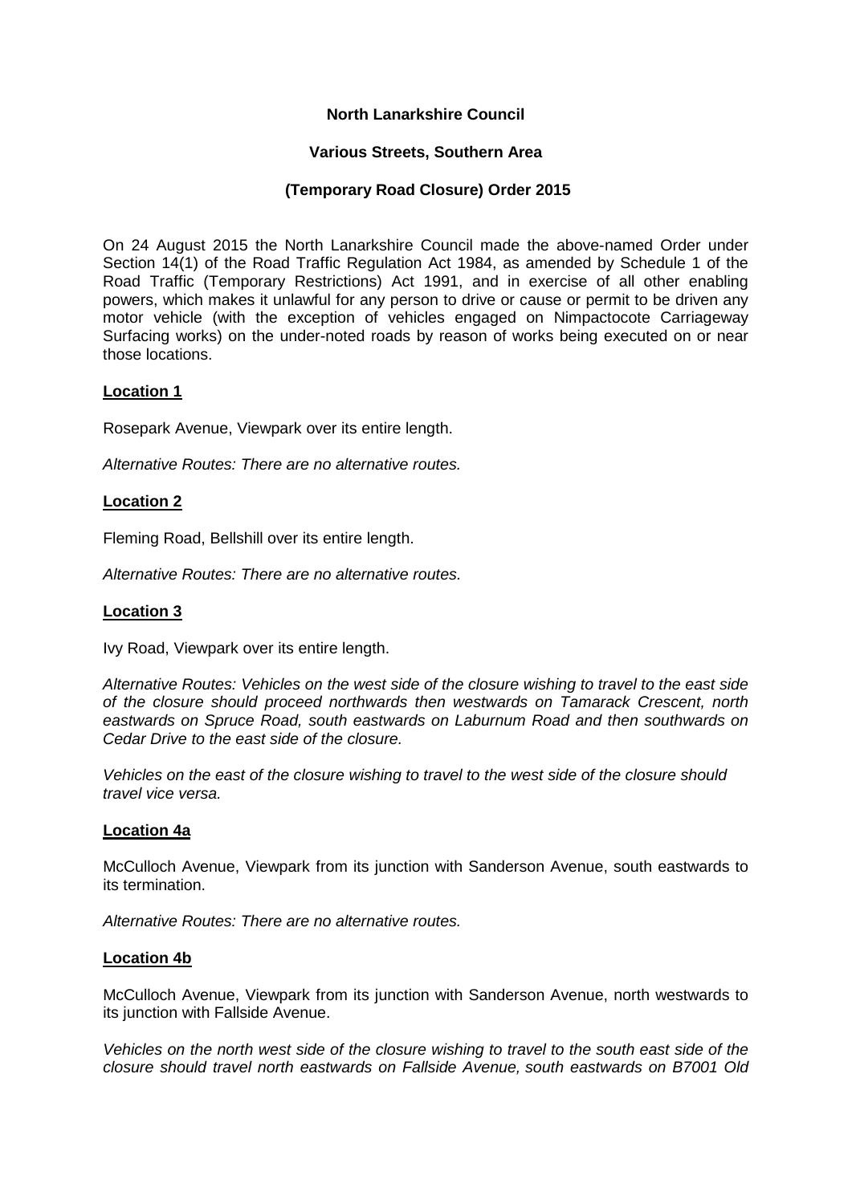**North Lanarkshire Council**

**Various Streets, Southern Area**

**(Temporary Road Closure) Order 2015**

On 24 August 2015 the North Lanarkshire Council made the above-named Order under Section 14(1) of the Road Traffic Regulation Act 1984, as amended by Schedule 1 of the Road Traffic (Temporary Restrictions) Act 1991, and in exercise of all other enabling powers, which makes it unlawful for any person to drive or cause or permit to be driven any motor vehicle (with the exception of vehicles engaged on Nimpactocote Carriageway Surfacing works) on the under-noted roads by reason of works being executed on or near those locations.

**Location 1**

Rosepark Avenue, Viewpark over its entire length.

*Alternative Routes: There are no alternative routes.*

**Location 2**

Fleming Road, Bellshill over its entire length.

*Alternative Routes: There are no alternative routes.*

**Location 3**

Ivy Road, Viewpark over its entire length.

*Alternative Routes: Vehicles on the west side of the closure wishing to travel to the east side of the closure should proceed northwards then westwards on Tamarack Crescent, north eastwards on Spruce Road, south eastwards on Laburnum Road and then southwards on Cedar Drive to the east side of the closure.*

*Vehicles on the east of the closure wishing to travel to the west side of the closure should travel vice versa.*

**Location 4a**

McCulloch Avenue, Viewpark from its junction with Sanderson Avenue, south eastwards to its termination.

*Alternative Routes: There are no alternative routes.*

**Location 4b**

McCulloch Avenue, Viewpark from its junction with Sanderson Avenue, north westwards to its junction with Fallside Avenue.

*Vehicles on the north west side of the closure wishing to travel to the south east side of the closure should travel north eastwards on Fallside Avenue, south eastwards on B7001 Old*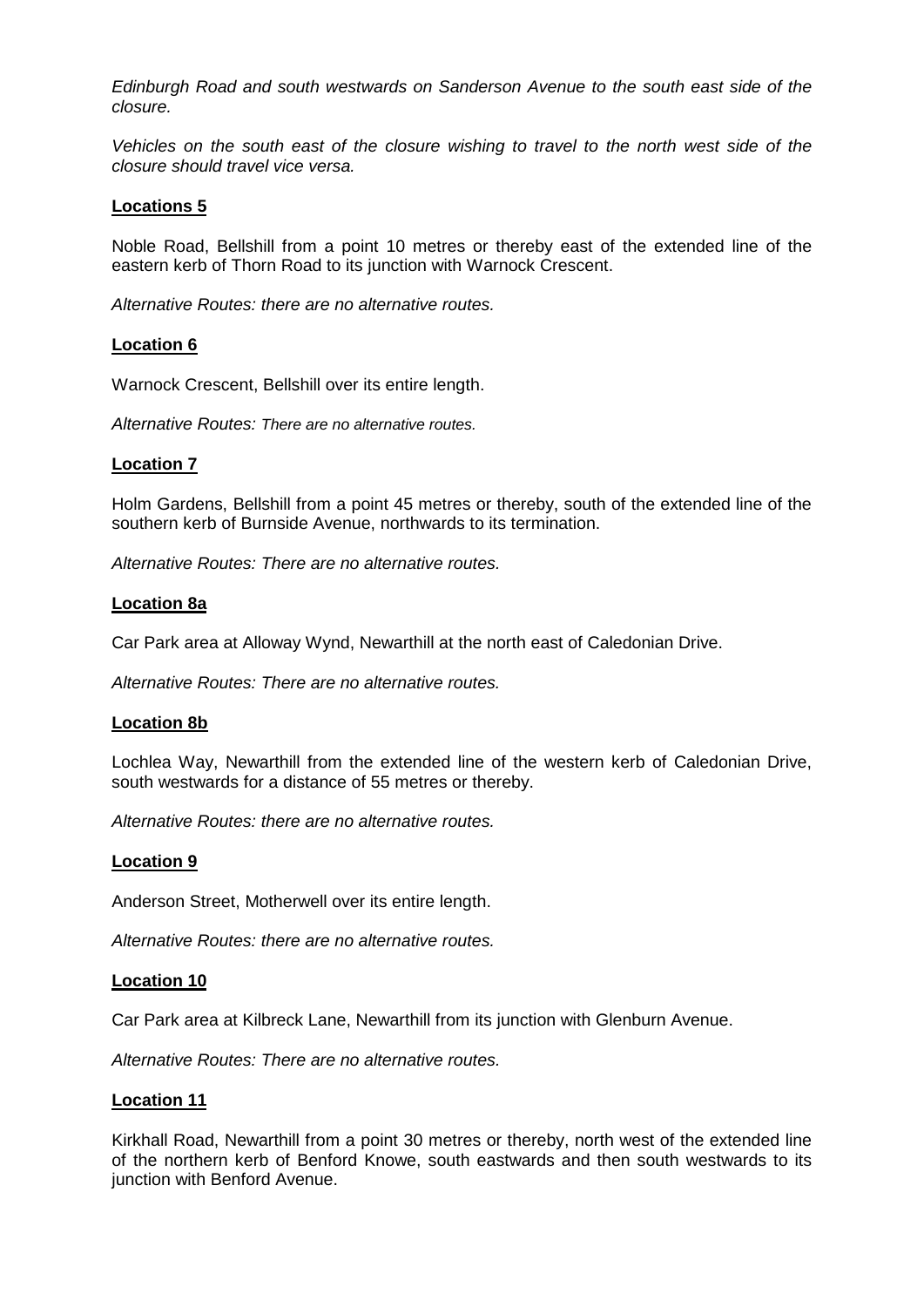*Edinburgh Road and south westwards on Sanderson Avenue to the south east side of the closure.*

*Vehicles on the south east of the closure wishing to travel to the north west side of the closure should travel vice versa.*

**Locations 5**

Noble Road, Bellshill from a point 10 metres or thereby east of the extended line of the eastern kerb of Thorn Road to its junction with Warnock Crescent.

*Alternative Routes: there are no alternative routes.*

**Location 6**

Warnock Crescent, Bellshill over its entire length.

*Alternative Routes: There are no alternative routes.*

**Location 7**

Holm Gardens, Bellshill from a point 45 metres or thereby, south of the extended line of the southern kerb of Burnside Avenue, northwards to its termination.

*Alternative Routes: There are no alternative routes.*

**Location 8a**

Car Park area at Alloway Wynd, Newarthill at the north east of Caledonian Drive.

*Alternative Routes: There are no alternative routes.*

**Location 8b**

Lochlea Way, Newarthill from the extended line of the western kerb of Caledonian Drive, south westwards for a distance of 55 metres or thereby.

*Alternative Routes: there are no alternative routes.*

**Location 9**

Anderson Street, Motherwell over its entire length.

*Alternative Routes: there are no alternative routes.*

**Location 10**

Car Park area at Kilbreck Lane, Newarthill from its junction with Glenburn Avenue.

*Alternative Routes: There are no alternative routes.*

**Location 11**

Kirkhall Road, Newarthill from a point 30 metres or thereby, north west of the extended line of the northern kerb of Benford Knowe, south eastwards and then south westwards to its junction with Benford Avenue.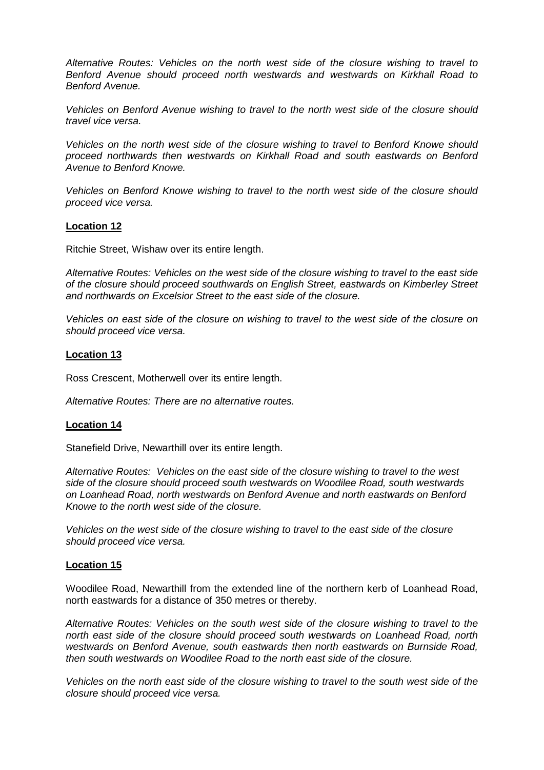*Alternative Routes: Vehicles on the north west side of the closure wishing to travel to Benford Avenue should proceed north westwards and westwards on Kirkhall Road to Benford Avenue.*

*Vehicles on Benford Avenue wishing to travel to the north west side of the closure should travel vice versa.*

*Vehicles on the north west side of the closure wishing to travel to Benford Knowe should proceed northwards then westwards on Kirkhall Road and south eastwards on Benford Avenue to Benford Knowe.*

*Vehicles on Benford Knowe wishing to travel to the north west side of the closure should proceed vice versa.*

**Location 12**

Ritchie Street, Wishaw over its entire length.

*Alternative Routes: Vehicles on the west side of the closure wishing to travel to the east side of the closure should proceed southwards on English Street, eastwards on Kimberley Street and northwards on Excelsior Street to the east side of the closure.*

*Vehicles on east side of the closure on wishing to travel to the west side of the closure on should proceed vice versa.*

**Location 13**

Ross Crescent, Motherwell over its entire length.

*Alternative Routes: There are no alternative routes.*

**Location 14**

Stanefield Drive, Newarthill over its entire length.

*Alternative Routes: Vehicles on the east side of the closure wishing to travel to the west side of the closure should proceed south westwards on Woodilee Road, south westwards on Loanhead Road, north westwards on Benford Avenue and north eastwards on Benford Knowe to the north west side of the closure.*

*Vehicles on the west side of the closure wishing to travel to the east side of the closure should proceed vice versa.*

**Location 15**

Woodilee Road, Newarthill from the extended line of the northern kerb of Loanhead Road, north eastwards for a distance of 350 metres or thereby.

*Alternative Routes: Vehicles on the south west side of the closure wishing to travel to the north east side of the closure should proceed south westwards on Loanhead Road, north westwards on Benford Avenue, south eastwards then north eastwards on Burnside Road, then south westwards on Woodilee Road to the north east side of the closure.*

*Vehicles on the north east side of the closure wishing to travel to the south west side of the closure should proceed vice versa.*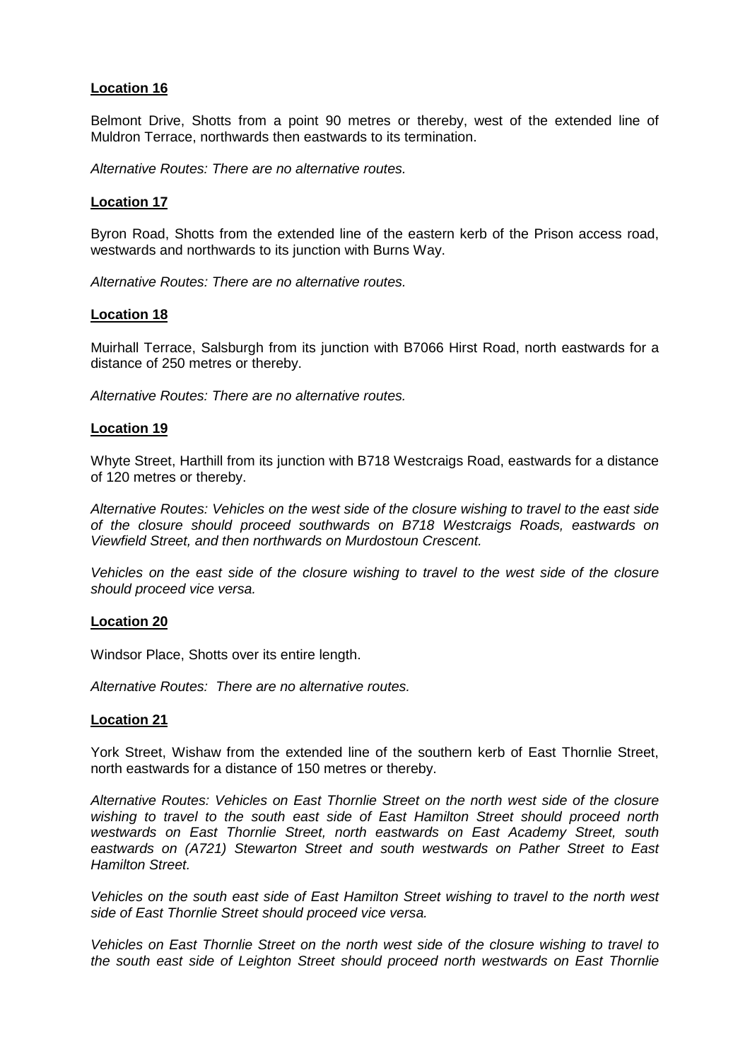**Location 16**

Belmont Drive, Shotts from a point 90 metres or thereby, west of the extended line of Muldron Terrace, northwards then eastwards to its termination.

*Alternative Routes: There are no alternative routes.*

**Location 17**

Byron Road, Shotts from the extended line of the eastern kerb of the Prison access road, westwards and northwards to its junction with Burns Way.

*Alternative Routes: There are no alternative routes.*

**Location 18**

Muirhall Terrace, Salsburgh from its junction with B7066 Hirst Road, north eastwards for a distance of 250 metres or thereby.

*Alternative Routes: There are no alternative routes.*

**Location 19**

Whyte Street, Harthill from its junction with B718 Westcraigs Road, eastwards for a distance of 120 metres or thereby.

*Alternative Routes: Vehicles on the west side of the closure wishing to travel to the east side of the closure should proceed southwards on B718 Westcraigs Roads, eastwards on Viewfield Street, and then northwards on Murdostoun Crescent.*

*Vehicles on the east side of the closure wishing to travel to the west side of the closure should proceed vice versa.*

**Location 20**

Windsor Place, Shotts over its entire length.

*Alternative Routes: There are no alternative routes.*

**Location 21**

York Street, Wishaw from the extended line of the southern kerb of East Thornlie Street, north eastwards for a distance of 150 metres or thereby.

*Alternative Routes: Vehicles on East Thornlie Street on the north west side of the closure wishing to travel to the south east side of East Hamilton Street should proceed north westwards on East Thornlie Street, north eastwards on East Academy Street, south eastwards on (A721) Stewarton Street and south westwards on Pather Street to East Hamilton Street.*

*Vehicles on the south east side of East Hamilton Street wishing to travel to the north west side of East Thornlie Street should proceed vice versa.*

*Vehicles on East Thornlie Street on the north west side of the closure wishing to travel to the south east side of Leighton Street should proceed north westwards on East Thornlie*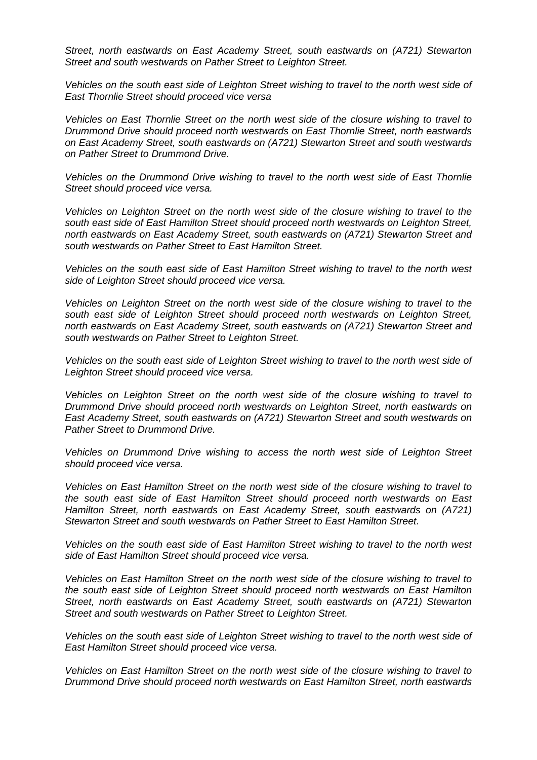*Street, north eastwards on East Academy Street, south eastwards on (A721) Stewarton Street and south westwards on Pather Street to Leighton Street.*

*Vehicles on the south east side of Leighton Street wishing to travel to the north west side of East Thornlie Street should proceed vice versa*

*Vehicles on East Thornlie Street on the north west side of the closure wishing to travel to Drummond Drive should proceed north westwards on East Thornlie Street, north eastwards on East Academy Street, south eastwards on (A721) Stewarton Street and south westwards on Pather Street to Drummond Drive.*

*Vehicles on the Drummond Drive wishing to travel to the north west side of East Thornlie Street should proceed vice versa.*

*Vehicles on Leighton Street on the north west side of the closure wishing to travel to the south east side of East Hamilton Street should proceed north westwards on Leighton Street, north eastwards on East Academy Street, south eastwards on (A721) Stewarton Street and south westwards on Pather Street to East Hamilton Street.*

*Vehicles on the south east side of East Hamilton Street wishing to travel to the north west side of Leighton Street should proceed vice versa.*

*Vehicles on Leighton Street on the north west side of the closure wishing to travel to the south east side of Leighton Street should proceed north westwards on Leighton Street, north eastwards on East Academy Street, south eastwards on (A721) Stewarton Street and south westwards on Pather Street to Leighton Street.*

*Vehicles on the south east side of Leighton Street wishing to travel to the north west side of Leighton Street should proceed vice versa.*

*Vehicles on Leighton Street on the north west side of the closure wishing to travel to Drummond Drive should proceed north westwards on Leighton Street, north eastwards on East Academy Street, south eastwards on (A721) Stewarton Street and south westwards on Pather Street to Drummond Drive.*

*Vehicles on Drummond Drive wishing to access the north west side of Leighton Street should proceed vice versa.*

*Vehicles on East Hamilton Street on the north west side of the closure wishing to travel to the south east side of East Hamilton Street should proceed north westwards on East Hamilton Street, north eastwards on East Academy Street, south eastwards on (A721) Stewarton Street and south westwards on Pather Street to East Hamilton Street.*

*Vehicles on the south east side of East Hamilton Street wishing to travel to the north west side of East Hamilton Street should proceed vice versa.*

*Vehicles on East Hamilton Street on the north west side of the closure wishing to travel to the south east side of Leighton Street should proceed north westwards on East Hamilton Street, north eastwards on East Academy Street, south eastwards on (A721) Stewarton Street and south westwards on Pather Street to Leighton Street.*

*Vehicles on the south east side of Leighton Street wishing to travel to the north west side of East Hamilton Street should proceed vice versa.*

*Vehicles on East Hamilton Street on the north west side of the closure wishing to travel to Drummond Drive should proceed north westwards on East Hamilton Street, north eastwards*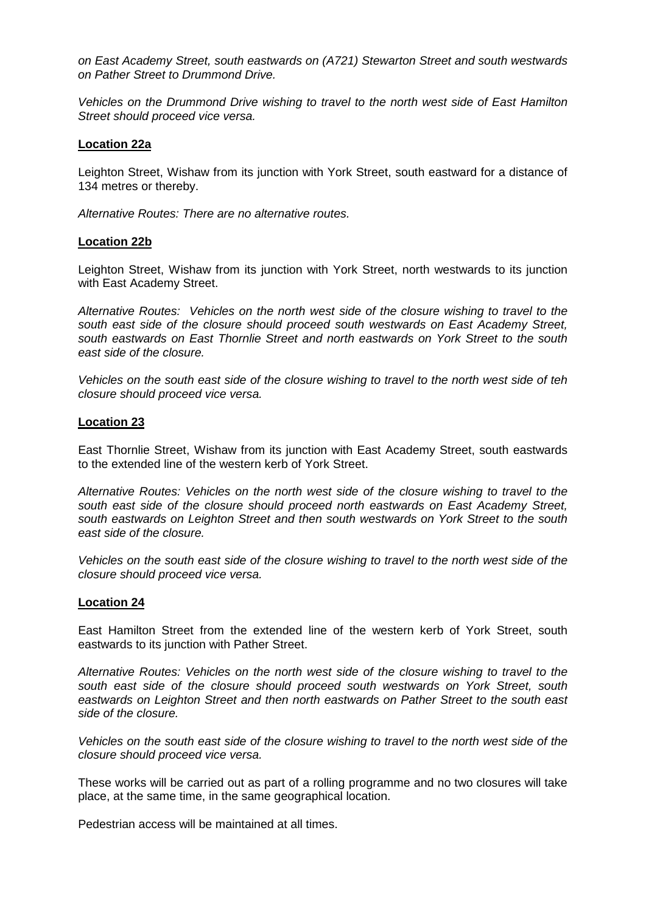*on East Academy Street, south eastwards on (A721) Stewarton Street and south westwards on Pather Street to Drummond Drive.*

*Vehicles on the Drummond Drive wishing to travel to the north west side of East Hamilton Street should proceed vice versa.*

**Location 22a**

Leighton Street, Wishaw from its junction with York Street, south eastward for a distance of 134 metres or thereby.

*Alternative Routes: There are no alternative routes.*

**Location 22b**

Leighton Street, Wishaw from its junction with York Street, north westwards to its junction with East Academy Street.

*Alternative Routes: Vehicles on the north west side of the closure wishing to travel to the south east side of the closure should proceed south westwards on East Academy Street, south eastwards on East Thornlie Street and north eastwards on York Street to the south east side of the closure.*

*Vehicles on the south east side of the closure wishing to travel to the north west side of teh closure should proceed vice versa.*

**Location 23**

East Thornlie Street, Wishaw from its junction with East Academy Street, south eastwards to the extended line of the western kerb of York Street.

*Alternative Routes: Vehicles on the north west side of the closure wishing to travel to the south east side of the closure should proceed north eastwards on East Academy Street, south eastwards on Leighton Street and then south westwards on York Street to the south east side of the closure.*

*Vehicles on the south east side of the closure wishing to travel to the north west side of the closure should proceed vice versa.*

**Location 24**

East Hamilton Street from the extended line of the western kerb of York Street, south eastwards to its junction with Pather Street.

*Alternative Routes: Vehicles on the north west side of the closure wishing to travel to the south east side of the closure should proceed south westwards on York Street, south eastwards on Leighton Street and then north eastwards on Pather Street to the south east side of the closure.*

*Vehicles on the south east side of the closure wishing to travel to the north west side of the closure should proceed vice versa.*

These works will be carried out as part of a rolling programme and no two closures will take place, at the same time, in the same geographical location.

Pedestrian access will be maintained at all times.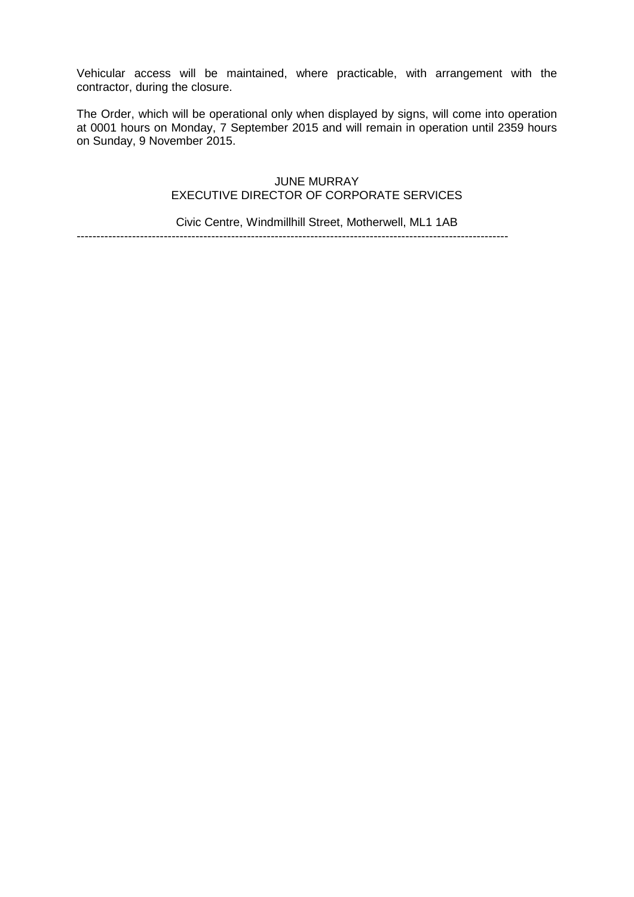Vehicular access will be maintained, where practicable, with arrangement with the contractor, during the closure.

The Order, which will be operational only when displayed by signs, will come into operation at 0001 hours on Monday, 7 September 2015 and will remain in operation until 2359 hours on Sunday, 9 November 2015.

JUNE MURRAY
EXECUTIVE DIRECTOR OF CORPORATE SERVICES

Civic Centre, Windmillhill Street, Motherwell, ML1 1AB

---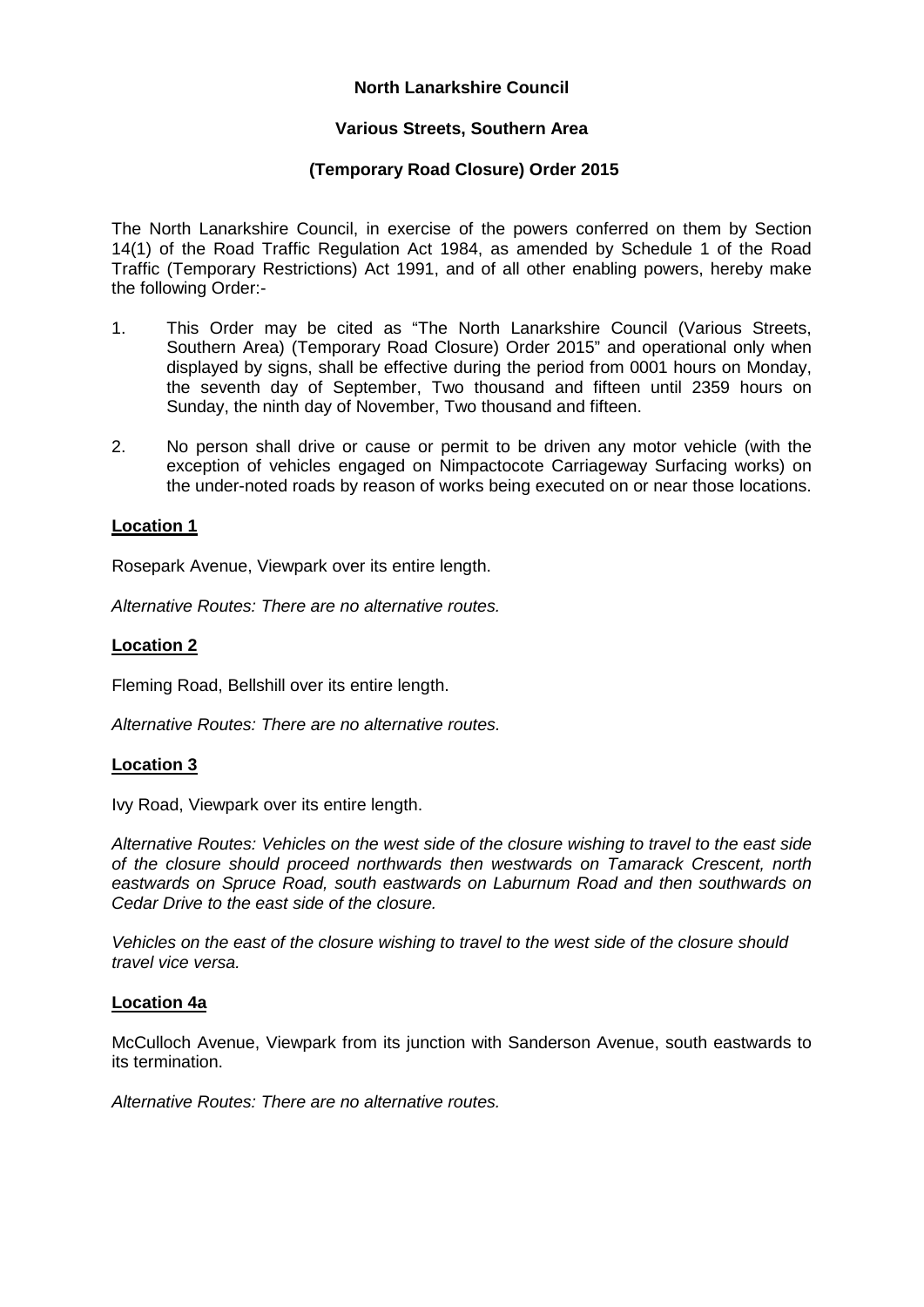**North Lanarkshire Council**

**Various Streets, Southern Area**

**(Temporary Road Closure) Order 2015**

The North Lanarkshire Council, in exercise of the powers conferred on them by Section 14(1) of the Road Traffic Regulation Act 1984, as amended by Schedule 1 of the Road Traffic (Temporary Restrictions) Act 1991, and of all other enabling powers, hereby make the following Order:-

1. This Order may be cited as "The North Lanarkshire Council (Various Streets, Southern Area) (Temporary Road Closure) Order 2015" and operational only when displayed by signs, shall be effective during the period from 0001 hours on Monday, the seventh day of September, Two thousand and fifteen until 2359 hours on Sunday, the ninth day of November, Two thousand and fifteen.

2. No person shall drive or cause or permit to be driven any motor vehicle (with the exception of vehicles engaged on Nimpactocote Carriageway Surfacing works) on the under-noted roads by reason of works being executed on or near those locations.

**Location 1**

Rosepark Avenue, Viewpark over its entire length.

*Alternative Routes: There are no alternative routes.*

**Location 2**

Fleming Road, Bellshill over its entire length.

*Alternative Routes: There are no alternative routes.*

**Location 3**

Ivy Road, Viewpark over its entire length.

*Alternative Routes: Vehicles on the west side of the closure wishing to travel to the east side of the closure should proceed northwards then westwards on Tamarack Crescent, north eastwards on Spruce Road, south eastwards on Laburnum Road and then southwards on Cedar Drive to the east side of the closure.*

*Vehicles on the east of the closure wishing to travel to the west side of the closure should travel vice versa.*

**Location 4a**

McCulloch Avenue, Viewpark from its junction with Sanderson Avenue, south eastwards to its termination.

*Alternative Routes: There are no alternative routes.*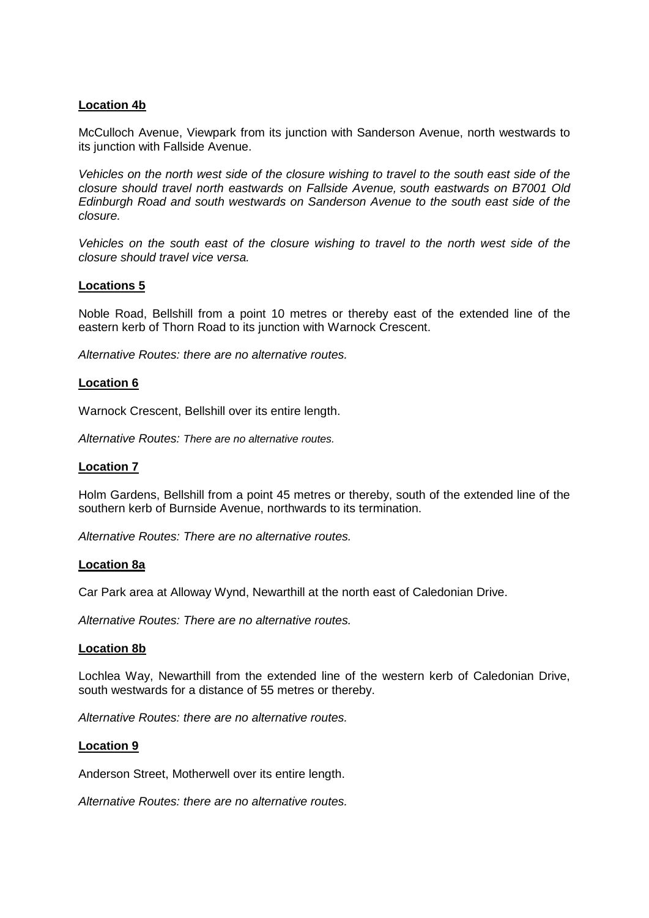**Location 4b**

McCulloch Avenue, Viewpark from its junction with Sanderson Avenue, north westwards to its junction with Fallside Avenue.

*Vehicles on the north west side of the closure wishing to travel to the south east side of the closure should travel north eastwards on Fallside Avenue, south eastwards on B7001 Old Edinburgh Road and south westwards on Sanderson Avenue to the south east side of the closure.*

*Vehicles on the south east of the closure wishing to travel to the north west side of the closure should travel vice versa.*

**Locations 5**

Noble Road, Bellshill from a point 10 metres or thereby east of the extended line of the eastern kerb of Thorn Road to its junction with Warnock Crescent.

*Alternative Routes: there are no alternative routes.*

**Location 6**

Warnock Crescent, Bellshill over its entire length.

*Alternative Routes: There are no alternative routes.*

**Location 7**

Holm Gardens, Bellshill from a point 45 metres or thereby, south of the extended line of the southern kerb of Burnside Avenue, northwards to its termination.

*Alternative Routes: There are no alternative routes.*

**Location 8a**

Car Park area at Alloway Wynd, Newarthill at the north east of Caledonian Drive.

*Alternative Routes: There are no alternative routes.*

**Location 8b**

Lochlea Way, Newarthill from the extended line of the western kerb of Caledonian Drive, south westwards for a distance of 55 metres or thereby.

*Alternative Routes: there are no alternative routes.*

**Location 9**

Anderson Street, Motherwell over its entire length.

*Alternative Routes: there are no alternative routes.*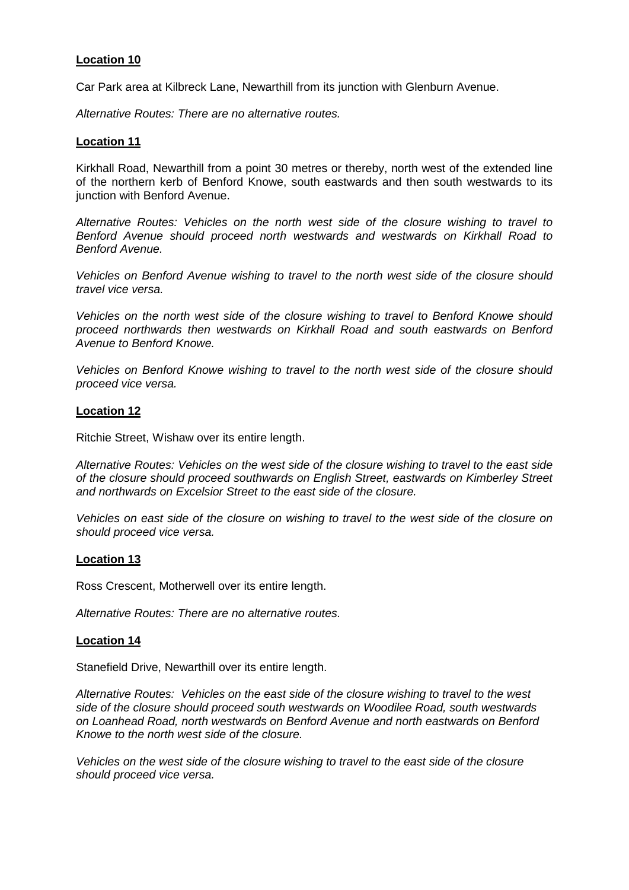**Location 10**

Car Park area at Kilbreck Lane, Newarthill from its junction with Glenburn Avenue.

*Alternative Routes: There are no alternative routes.*

**Location 11**

Kirkhall Road, Newarthill from a point 30 metres or thereby, north west of the extended line of the northern kerb of Benford Knowe, south eastwards and then south westwards to its junction with Benford Avenue.

*Alternative Routes: Vehicles on the north west side of the closure wishing to travel to Benford Avenue should proceed north westwards and westwards on Kirkhall Road to Benford Avenue.*

*Vehicles on Benford Avenue wishing to travel to the north west side of the closure should travel vice versa.*

*Vehicles on the north west side of the closure wishing to travel to Benford Knowe should proceed northwards then westwards on Kirkhall Road and south eastwards on Benford Avenue to Benford Knowe.*

*Vehicles on Benford Knowe wishing to travel to the north west side of the closure should proceed vice versa.*

**Location 12**

Ritchie Street, Wishaw over its entire length.

*Alternative Routes: Vehicles on the west side of the closure wishing to travel to the east side of the closure should proceed southwards on English Street, eastwards on Kimberley Street and northwards on Excelsior Street to the east side of the closure.*

*Vehicles on east side of the closure on wishing to travel to the west side of the closure on should proceed vice versa.*

**Location 13**

Ross Crescent, Motherwell over its entire length.

*Alternative Routes: There are no alternative routes.*

**Location 14**

Stanefield Drive, Newarthill over its entire length.

*Alternative Routes: Vehicles on the east side of the closure wishing to travel to the west side of the closure should proceed south westwards on Woodilee Road, south westwards on Loanhead Road, north westwards on Benford Avenue and north eastwards on Benford Knowe to the north west side of the closure.*

*Vehicles on the west side of the closure wishing to travel to the east side of the closure should proceed vice versa.*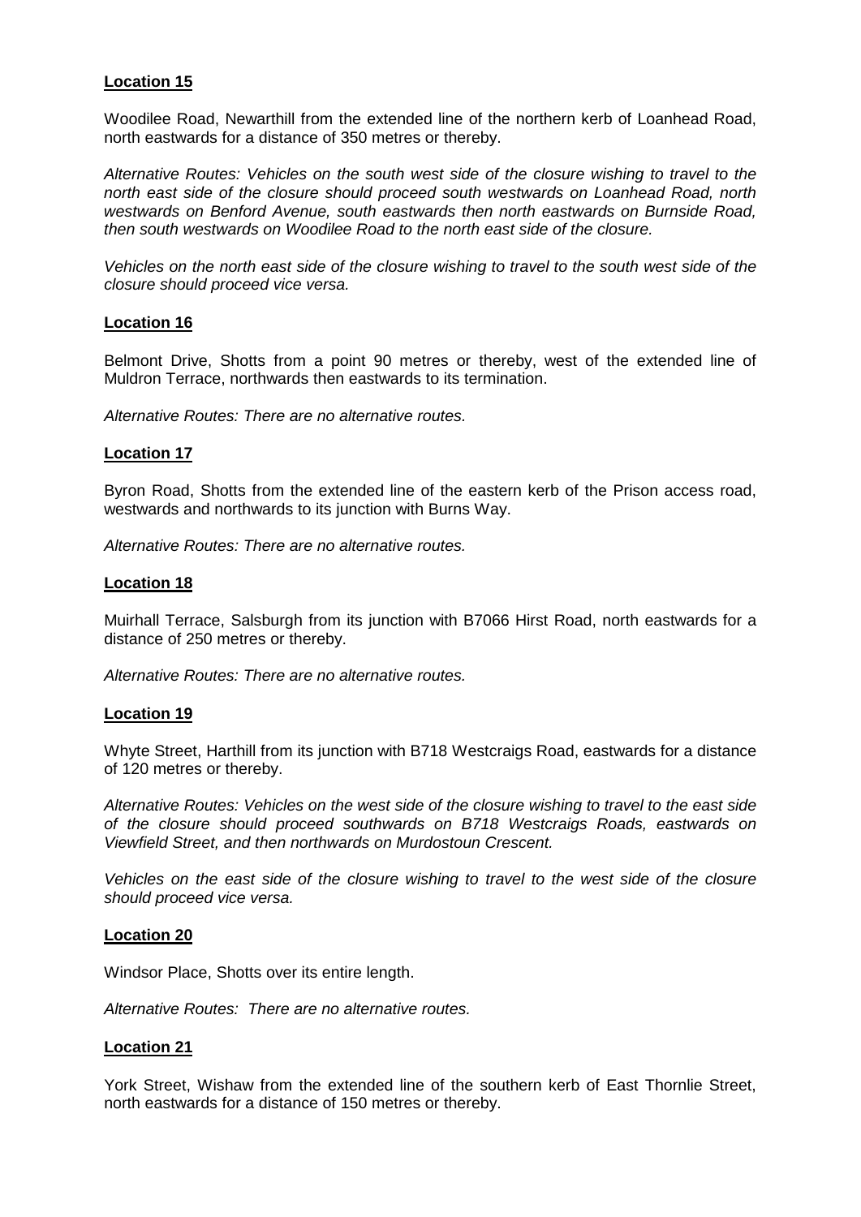**Location 15**

Woodilee Road, Newarthill from the extended line of the northern kerb of Loanhead Road, north eastwards for a distance of 350 metres or thereby.

*Alternative Routes: Vehicles on the south west side of the closure wishing to travel to the north east side of the closure should proceed south westwards on Loanhead Road, north westwards on Benford Avenue, south eastwards then north eastwards on Burnside Road, then south westwards on Woodilee Road to the north east side of the closure.*

*Vehicles on the north east side of the closure wishing to travel to the south west side of the closure should proceed vice versa.*

**Location 16**

Belmont Drive, Shotts from a point 90 metres or thereby, west of the extended line of Muldron Terrace, northwards then eastwards to its termination.

*Alternative Routes: There are no alternative routes.*

**Location 17**

Byron Road, Shotts from the extended line of the eastern kerb of the Prison access road, westwards and northwards to its junction with Burns Way.

*Alternative Routes: There are no alternative routes.*

**Location 18**

Muirhall Terrace, Salsburgh from its junction with B7066 Hirst Road, north eastwards for a distance of 250 metres or thereby.

*Alternative Routes: There are no alternative routes.*

**Location 19**

Whyte Street, Harthill from its junction with B718 Westcraigs Road, eastwards for a distance of 120 metres or thereby.

*Alternative Routes: Vehicles on the west side of the closure wishing to travel to the east side of the closure should proceed southwards on B718 Westcraigs Roads, eastwards on Viewfield Street, and then northwards on Murdostoun Crescent.*

*Vehicles on the east side of the closure wishing to travel to the west side of the closure should proceed vice versa.*

**Location 20**

Windsor Place, Shotts over its entire length.

*Alternative Routes: There are no alternative routes.*

**Location 21**

York Street, Wishaw from the extended line of the southern kerb of East Thornlie Street, north eastwards for a distance of 150 metres or thereby.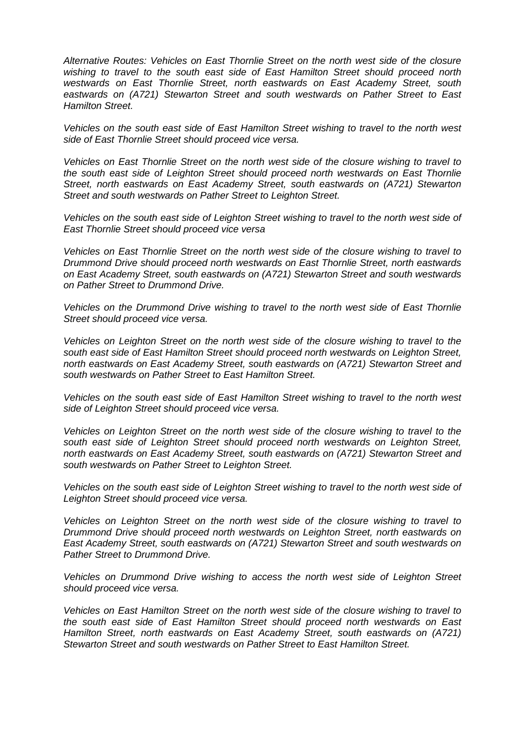*Alternative Routes: Vehicles on East Thornlie Street on the north west side of the closure wishing to travel to the south east side of East Hamilton Street should proceed north westwards on East Thornlie Street, north eastwards on East Academy Street, south eastwards on (A721) Stewarton Street and south westwards on Pather Street to East Hamilton Street.*

*Vehicles on the south east side of East Hamilton Street wishing to travel to the north west side of East Thornlie Street should proceed vice versa.*

*Vehicles on East Thornlie Street on the north west side of the closure wishing to travel to the south east side of Leighton Street should proceed north westwards on East Thornlie Street, north eastwards on East Academy Street, south eastwards on (A721) Stewarton Street and south westwards on Pather Street to Leighton Street.*

*Vehicles on the south east side of Leighton Street wishing to travel to the north west side of East Thornlie Street should proceed vice versa*

*Vehicles on East Thornlie Street on the north west side of the closure wishing to travel to Drummond Drive should proceed north westwards on East Thornlie Street, north eastwards on East Academy Street, south eastwards on (A721) Stewarton Street and south westwards on Pather Street to Drummond Drive.*

*Vehicles on the Drummond Drive wishing to travel to the north west side of East Thornlie Street should proceed vice versa.*

*Vehicles on Leighton Street on the north west side of the closure wishing to travel to the south east side of East Hamilton Street should proceed north westwards on Leighton Street, north eastwards on East Academy Street, south eastwards on (A721) Stewarton Street and south westwards on Pather Street to East Hamilton Street.*

*Vehicles on the south east side of East Hamilton Street wishing to travel to the north west side of Leighton Street should proceed vice versa.*

*Vehicles on Leighton Street on the north west side of the closure wishing to travel to the south east side of Leighton Street should proceed north westwards on Leighton Street, north eastwards on East Academy Street, south eastwards on (A721) Stewarton Street and south westwards on Pather Street to Leighton Street.*

*Vehicles on the south east side of Leighton Street wishing to travel to the north west side of Leighton Street should proceed vice versa.*

*Vehicles on Leighton Street on the north west side of the closure wishing to travel to Drummond Drive should proceed north westwards on Leighton Street, north eastwards on East Academy Street, south eastwards on (A721) Stewarton Street and south westwards on Pather Street to Drummond Drive.*

*Vehicles on Drummond Drive wishing to access the north west side of Leighton Street should proceed vice versa.*

*Vehicles on East Hamilton Street on the north west side of the closure wishing to travel to the south east side of East Hamilton Street should proceed north westwards on East Hamilton Street, north eastwards on East Academy Street, south eastwards on (A721) Stewarton Street and south westwards on Pather Street to East Hamilton Street.*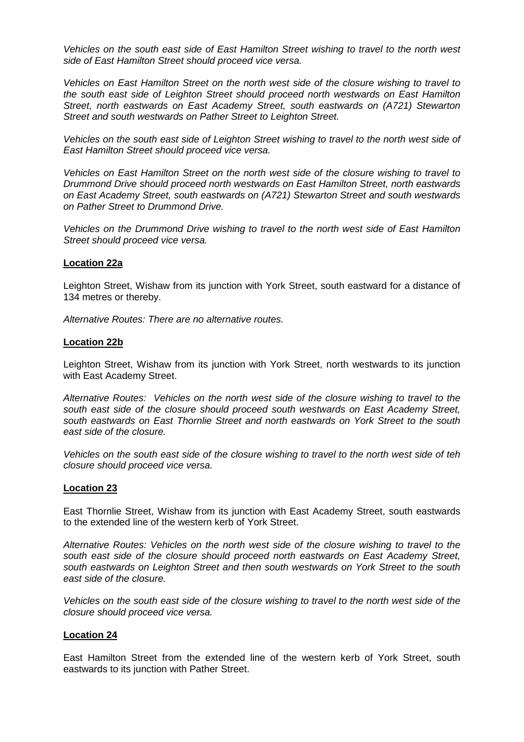*Vehicles on the south east side of East Hamilton Street wishing to travel to the north west side of East Hamilton Street should proceed vice versa.*

*Vehicles on East Hamilton Street on the north west side of the closure wishing to travel to the south east side of Leighton Street should proceed north westwards on East Hamilton Street, north eastwards on East Academy Street, south eastwards on (A721) Stewarton Street and south westwards on Pather Street to Leighton Street.*

*Vehicles on the south east side of Leighton Street wishing to travel to the north west side of East Hamilton Street should proceed vice versa.*

*Vehicles on East Hamilton Street on the north west side of the closure wishing to travel to Drummond Drive should proceed north westwards on East Hamilton Street, north eastwards on East Academy Street, south eastwards on (A721) Stewarton Street and south westwards on Pather Street to Drummond Drive.*

*Vehicles on the Drummond Drive wishing to travel to the north west side of East Hamilton Street should proceed vice versa.*

**Location 22a**

Leighton Street, Wishaw from its junction with York Street, south eastward for a distance of 134 metres or thereby.

*Alternative Routes: There are no alternative routes.*

**Location 22b**

Leighton Street, Wishaw from its junction with York Street, north westwards to its junction with East Academy Street.

*Alternative Routes: Vehicles on the north west side of the closure wishing to travel to the south east side of the closure should proceed south westwards on East Academy Street, south eastwards on East Thornlie Street and north eastwards on York Street to the south east side of the closure.*

*Vehicles on the south east side of the closure wishing to travel to the north west side of teh closure should proceed vice versa.*

**Location 23**

East Thornlie Street, Wishaw from its junction with East Academy Street, south eastwards to the extended line of the western kerb of York Street.

*Alternative Routes: Vehicles on the north west side of the closure wishing to travel to the south east side of the closure should proceed north eastwards on East Academy Street, south eastwards on Leighton Street and then south westwards on York Street to the south east side of the closure.*

*Vehicles on the south east side of the closure wishing to travel to the north west side of the closure should proceed vice versa.*

**Location 24**

East Hamilton Street from the extended line of the western kerb of York Street, south eastwards to its junction with Pather Street.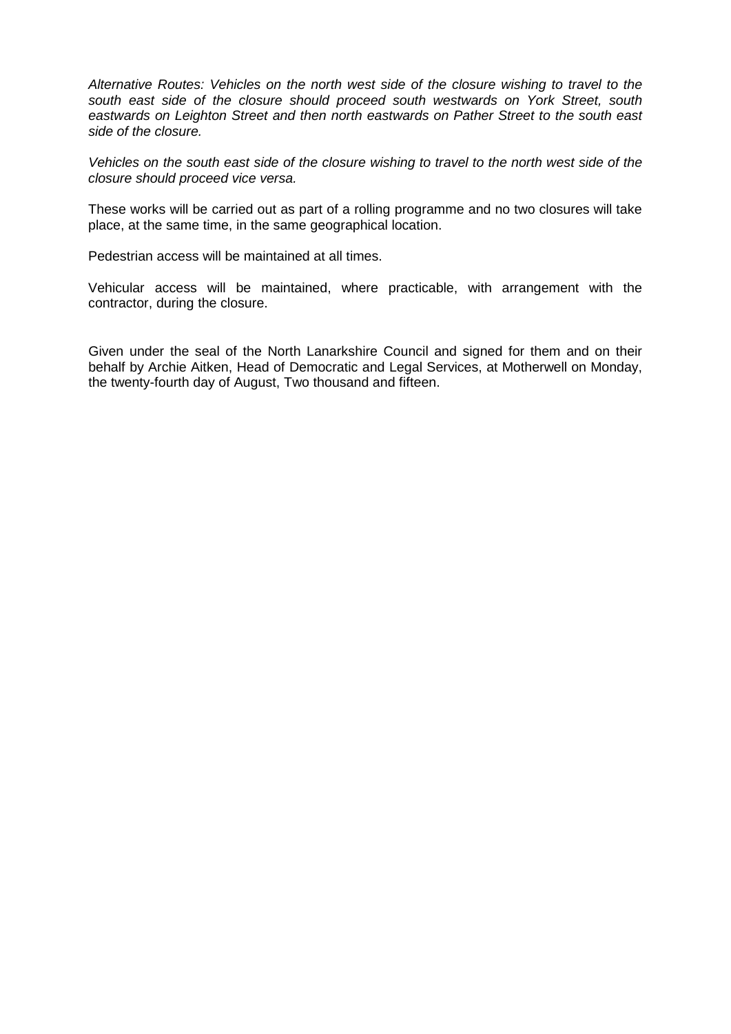*Alternative Routes: Vehicles on the north west side of the closure wishing to travel to the south east side of the closure should proceed south westwards on York Street, south eastwards on Leighton Street and then north eastwards on Pather Street to the south east side of the closure.*

*Vehicles on the south east side of the closure wishing to travel to the north west side of the closure should proceed vice versa.*

These works will be carried out as part of a rolling programme and no two closures will take place, at the same time, in the same geographical location.

Pedestrian access will be maintained at all times.

Vehicular access will be maintained, where practicable, with arrangement with the contractor, during the closure.

Given under the seal of the North Lanarkshire Council and signed for them and on their behalf by Archie Aitken, Head of Democratic and Legal Services, at Motherwell on Monday, the twenty-fourth day of August, Two thousand and fifteen.